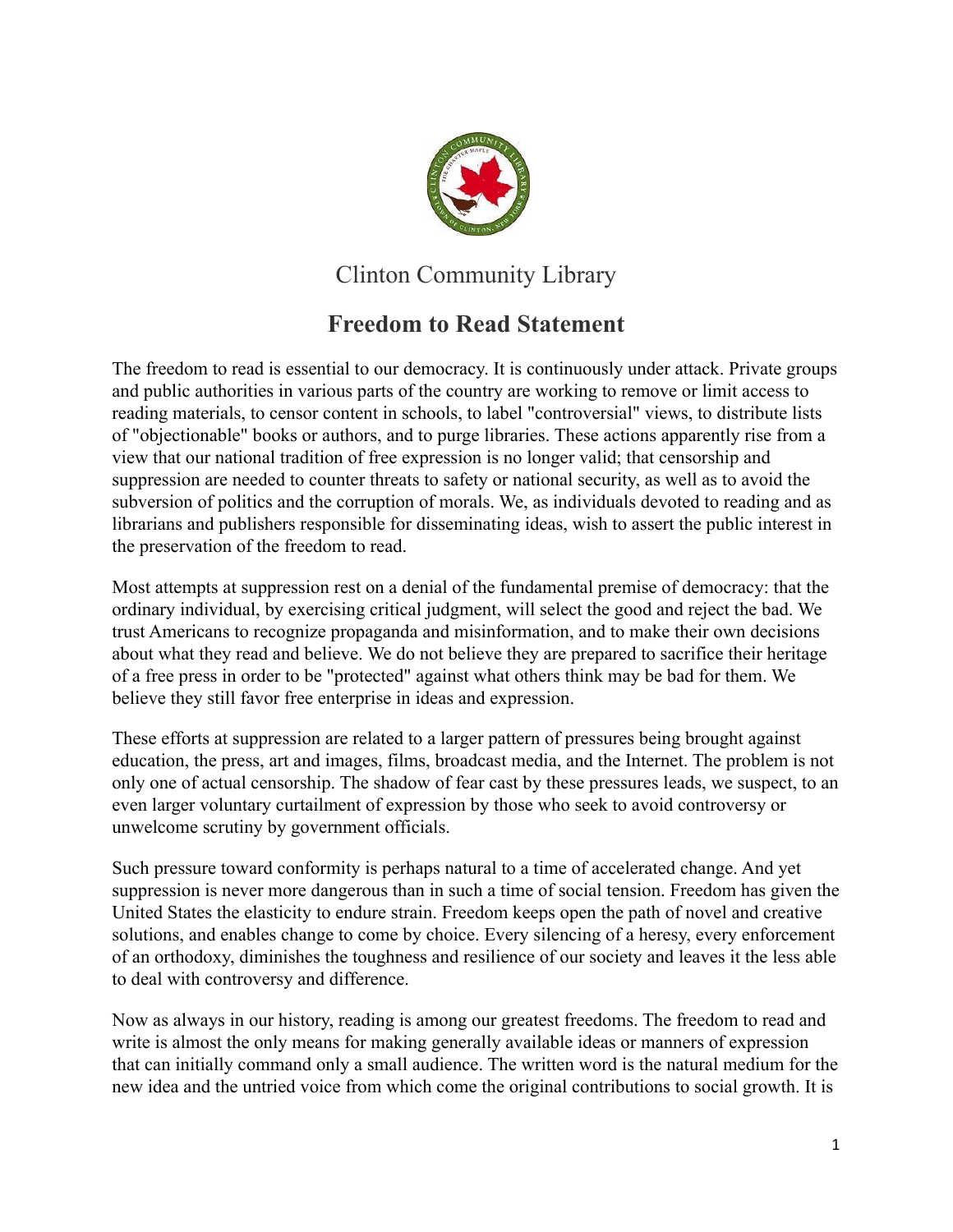Clinton Community Library

# Freedom to Read Statement

The freedom to read is essential to our democracy. It is continuously under attack. Private groups and public authorities in various parts of the country are working to remove or limit access to reading materials, to censor content in schools, to label "controversial" views, to distribute lists of "objectionable" books or authors, and to purge libraries. These actions apparently rise from a view that our national tradition of free expression is no longer valid; that censorship and suppression are needed to counter threats to safety or national security, as well as to avoid the subversion of politics and the corruption of morals. We, as individuals devoted to reading and as librarians and publishers responsible for disseminating ideas, wish to assert the public interest in the preservation of the freedom to read.

Most attempts at suppression rest on a denial of the fundamental premise of democracy: that the ordinary individual, by exercising critical judgment, will select the good and reject the bad. We trust Americans to recognize propaganda and misinformation, and to make their own decisions about what they read and believe. We do not believe they are prepared to sacrifice their heritage of a free press in order to be "protected" against what others think may be bad for them. We believe they still favor free enterprise in ideas and expression.

These efforts at suppression are related to a larger pattern of pressures being brought against education, the press, art and images, films, broadcast media, and the Internet. The problem is not only one of actual censorship. The shadow of fear cast by these pressures leads, we suspect, to an even larger voluntary curtailment of expression by those who seek to avoid controversy or unwelcome scrutiny by government officials.

Such pressure toward conformity is perhaps natural to a time of accelerated change. And yet suppression is never more dangerous than in such a time of social tension. Freedom has given the United States the elasticity to endure strain. Freedom keeps open the path of novel and creative solutions, and enables change to come by choice. Every silencing of a heresy, every enforcement of an orthodoxy, diminishes the toughness and resilience of our society and leaves it the less able to deal with controversy and difference.

Now as always in our history, reading is among our greatest freedoms. The freedom to read and write is almost the only means for making generally available ideas or manners of expression that can initially command only a small audience. The written word is the natural medium for the new idea and the untried voice from which come the original contributions to social growth. It is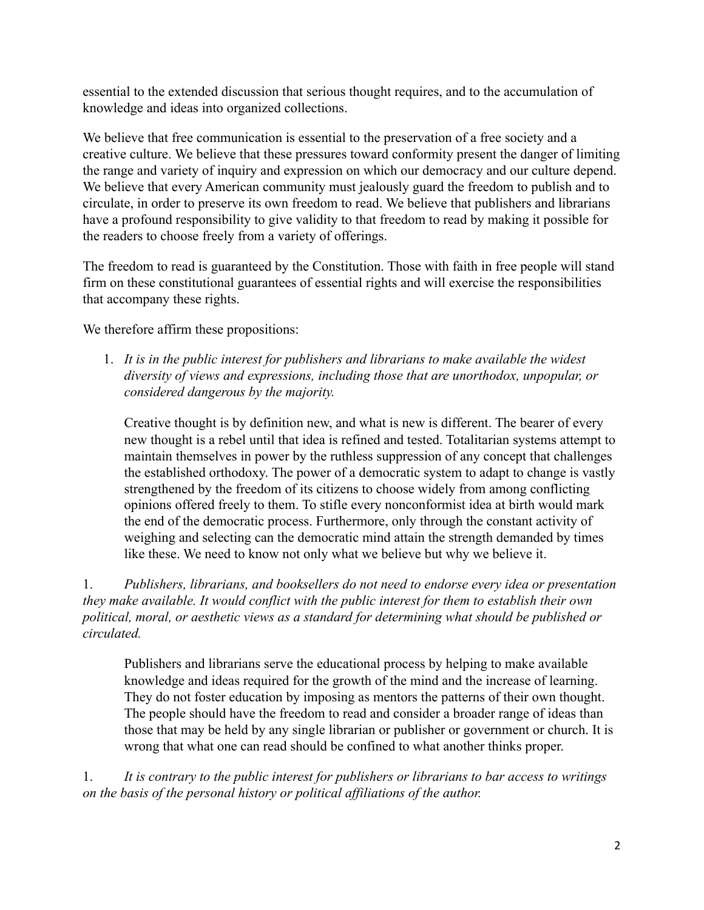essential to the extended discussion that serious thought requires, and to the accumulation of knowledge and ideas into organized collections.

We believe that free communication is essential to the preservation of a free society and a creative culture. We believe that these pressures toward conformity present the danger of limiting the range and variety of inquiry and expression on which our democracy and our culture depend. We believe that every American community must jealously guard the freedom to publish and to circulate, in order to preserve its own freedom to read. We believe that publishers and librarians have a profound responsibility to give validity to that freedom to read by making it possible for the readers to choose freely from a variety of offerings.

The freedom to read is guaranteed by the Constitution. Those with faith in free people will stand firm on these constitutional guarantees of essential rights and will exercise the responsibilities that accompany these rights.

We therefore affirm these propositions:

1. *It is in the public interest for publishers and librarians to make available the widest diversity of views and expressions, including those that are unorthodox, unpopular, or considered dangerous by the majority.*

   Creative thought is by definition new, and what is new is different. The bearer of every new thought is a rebel until that idea is refined and tested. Totalitarian systems attempt to maintain themselves in power by the ruthless suppression of any concept that challenges the established orthodoxy. The power of a democratic system to adapt to change is vastly strengthened by the freedom of its citizens to choose widely from among conflicting opinions offered freely to them. To stifle every nonconformist idea at birth would mark the end of the democratic process. Furthermore, only through the constant activity of weighing and selecting can the democratic mind attain the strength demanded by times like these. We need to know not only what we believe but why we believe it.

1. *Publishers, librarians, and booksellers do not need to endorse every idea or presentation they make available. It would conflict with the public interest for them to establish their own political, moral, or aesthetic views as a standard for determining what should be published or circulated.*

   Publishers and librarians serve the educational process by helping to make available knowledge and ideas required for the growth of the mind and the increase of learning. They do not foster education by imposing as mentors the patterns of their own thought. The people should have the freedom to read and consider a broader range of ideas than those that may be held by any single librarian or publisher or government or church. It is wrong that what one can read should be confined to what another thinks proper.

1. *It is contrary to the public interest for publishers or librarians to bar access to writings on the basis of the personal history or political affiliations of the author.*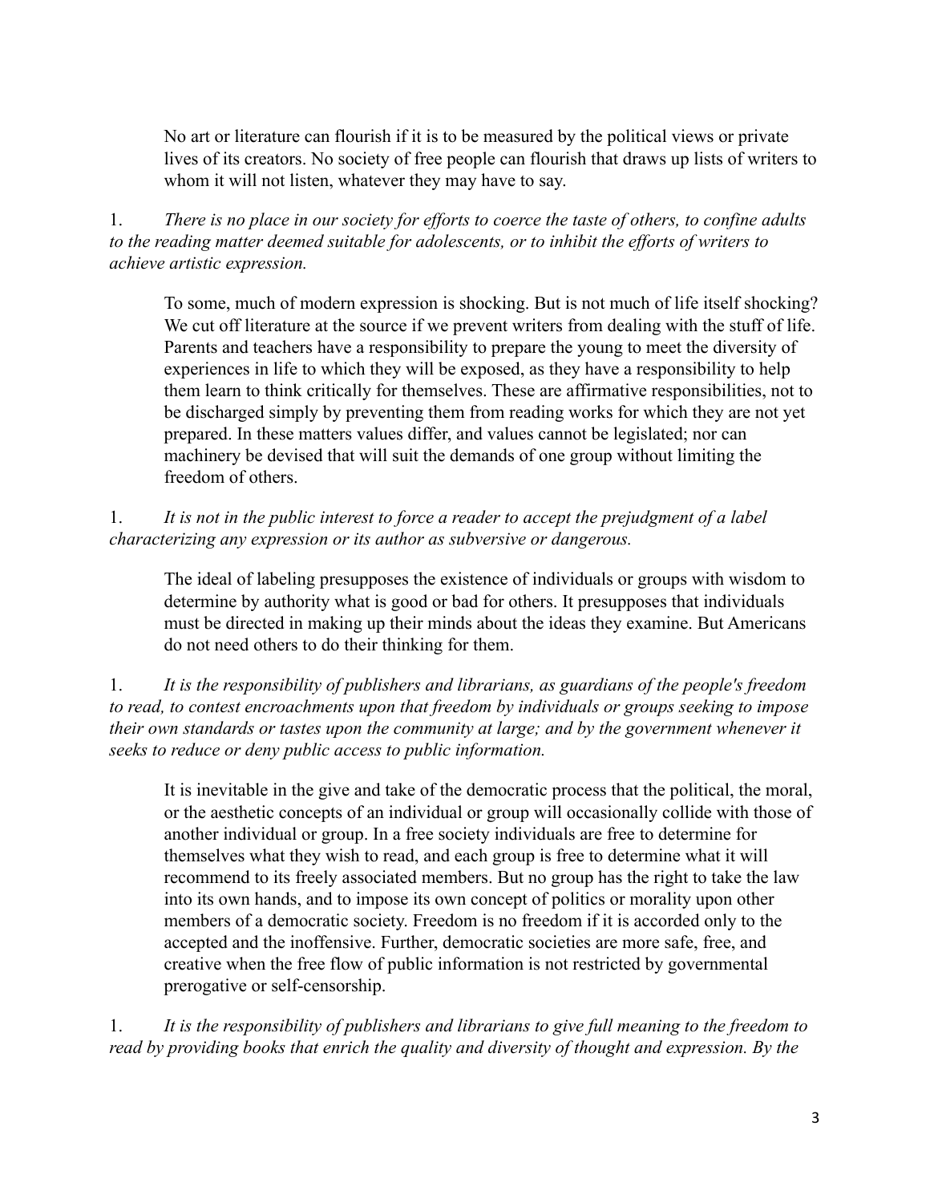No art or literature can flourish if it is to be measured by the political views or private lives of its creators. No society of free people can flourish that draws up lists of writers to whom it will not listen, whatever they may have to say.

1. *There is no place in our society for efforts to coerce the taste of others, to confine adults to the reading matter deemed suitable for adolescents, or to inhibit the efforts of writers to achieve artistic expression.*

   To some, much of modern expression is shocking. But is not much of life itself shocking? We cut off literature at the source if we prevent writers from dealing with the stuff of life. Parents and teachers have a responsibility to prepare the young to meet the diversity of experiences in life to which they will be exposed, as they have a responsibility to help them learn to think critically for themselves. These are affirmative responsibilities, not to be discharged simply by preventing them from reading works for which they are not yet prepared. In these matters values differ, and values cannot be legislated; nor can machinery be devised that will suit the demands of one group without limiting the freedom of others.

1. *It is not in the public interest to force a reader to accept the prejudgment of a label characterizing any expression or its author as subversive or dangerous.*

   The ideal of labeling presupposes the existence of individuals or groups with wisdom to determine by authority what is good or bad for others. It presupposes that individuals must be directed in making up their minds about the ideas they examine. But Americans do not need others to do their thinking for them.

1. *It is the responsibility of publishers and librarians, as guardians of the people's freedom to read, to contest encroachments upon that freedom by individuals or groups seeking to impose their own standards or tastes upon the community at large; and by the government whenever it seeks to reduce or deny public access to public information.*

   It is inevitable in the give and take of the democratic process that the political, the moral, or the aesthetic concepts of an individual or group will occasionally collide with those of another individual or group. In a free society individuals are free to determine for themselves what they wish to read, and each group is free to determine what it will recommend to its freely associated members. But no group has the right to take the law into its own hands, and to impose its own concept of politics or morality upon other members of a democratic society. Freedom is no freedom if it is accorded only to the accepted and the inoffensive. Further, democratic societies are more safe, free, and creative when the free flow of public information is not restricted by governmental prerogative or self-censorship.

1. *It is the responsibility of publishers and librarians to give full meaning to the freedom to read by providing books that enrich the quality and diversity of thought and expression. By the*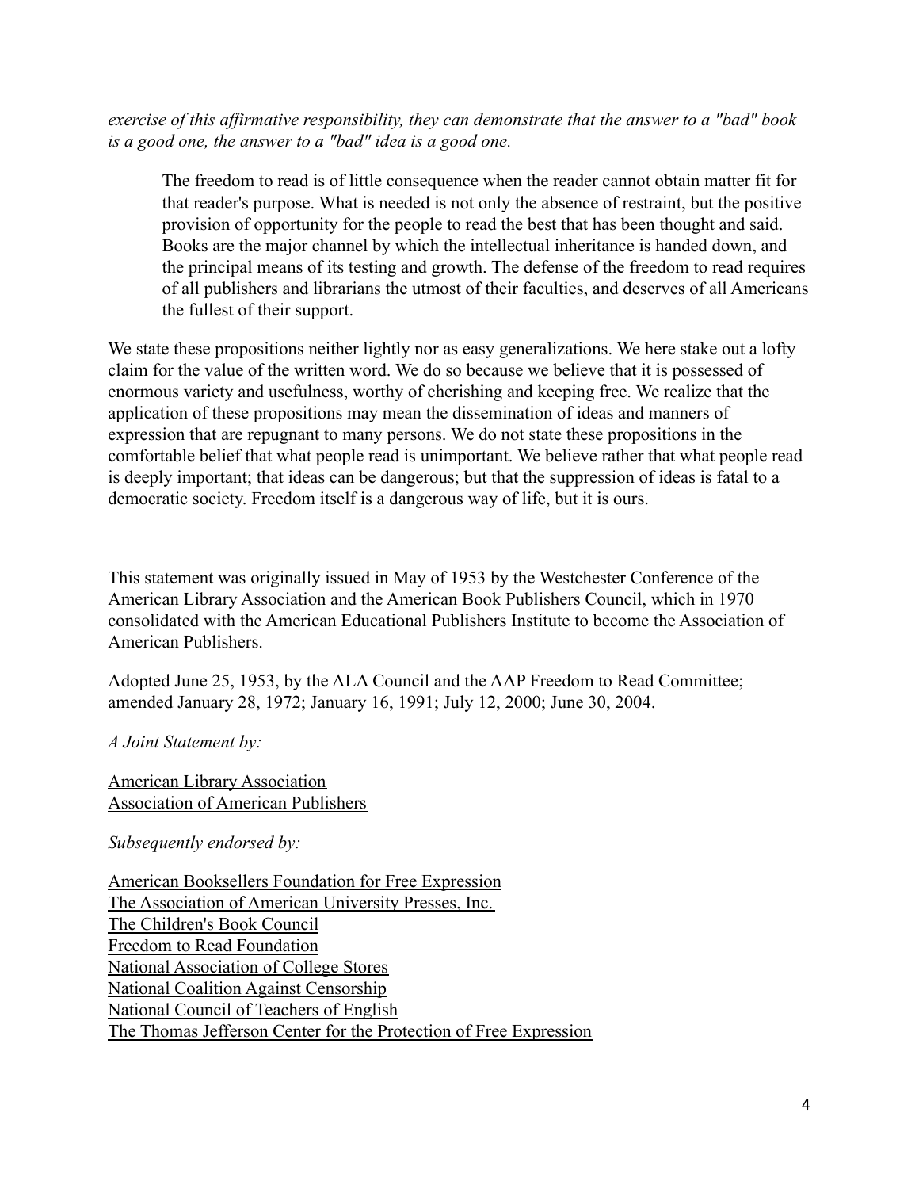*exercise of this affirmative responsibility, they can demonstrate that the answer to a "bad" book is a good one, the answer to a "bad" idea is a good one.*

> The freedom to read is of little consequence when the reader cannot obtain matter fit for that reader's purpose. What is needed is not only the absence of restraint, but the positive provision of opportunity for the people to read the best that has been thought and said. Books are the major channel by which the intellectual inheritance is handed down, and the principal means of its testing and growth. The defense of the freedom to read requires of all publishers and librarians the utmost of their faculties, and deserves of all Americans the fullest of their support.

We state these propositions neither lightly nor as easy generalizations. We here stake out a lofty claim for the value of the written word. We do so because we believe that it is possessed of enormous variety and usefulness, worthy of cherishing and keeping free. We realize that the application of these propositions may mean the dissemination of ideas and manners of expression that are repugnant to many persons. We do not state these propositions in the comfortable belief that what people read is unimportant. We believe rather that what people read is deeply important; that ideas can be dangerous; but that the suppression of ideas is fatal to a democratic society. Freedom itself is a dangerous way of life, but it is ours.

This statement was originally issued in May of 1953 by the Westchester Conference of the American Library Association and the American Book Publishers Council, which in 1970 consolidated with the American Educational Publishers Institute to become the Association of American Publishers.

Adopted June 25, 1953, by the ALA Council and the AAP Freedom to Read Committee; amended January 28, 1972; January 16, 1991; July 12, 2000; June 30, 2004.

*A Joint Statement by:*

American Library Association
Association of American Publishers

*Subsequently endorsed by:*

American Booksellers Foundation for Free Expression
The Association of American University Presses, Inc.
The Children's Book Council
Freedom to Read Foundation
National Association of College Stores
National Coalition Against Censorship
National Council of Teachers of English
The Thomas Jefferson Center for the Protection of Free Expression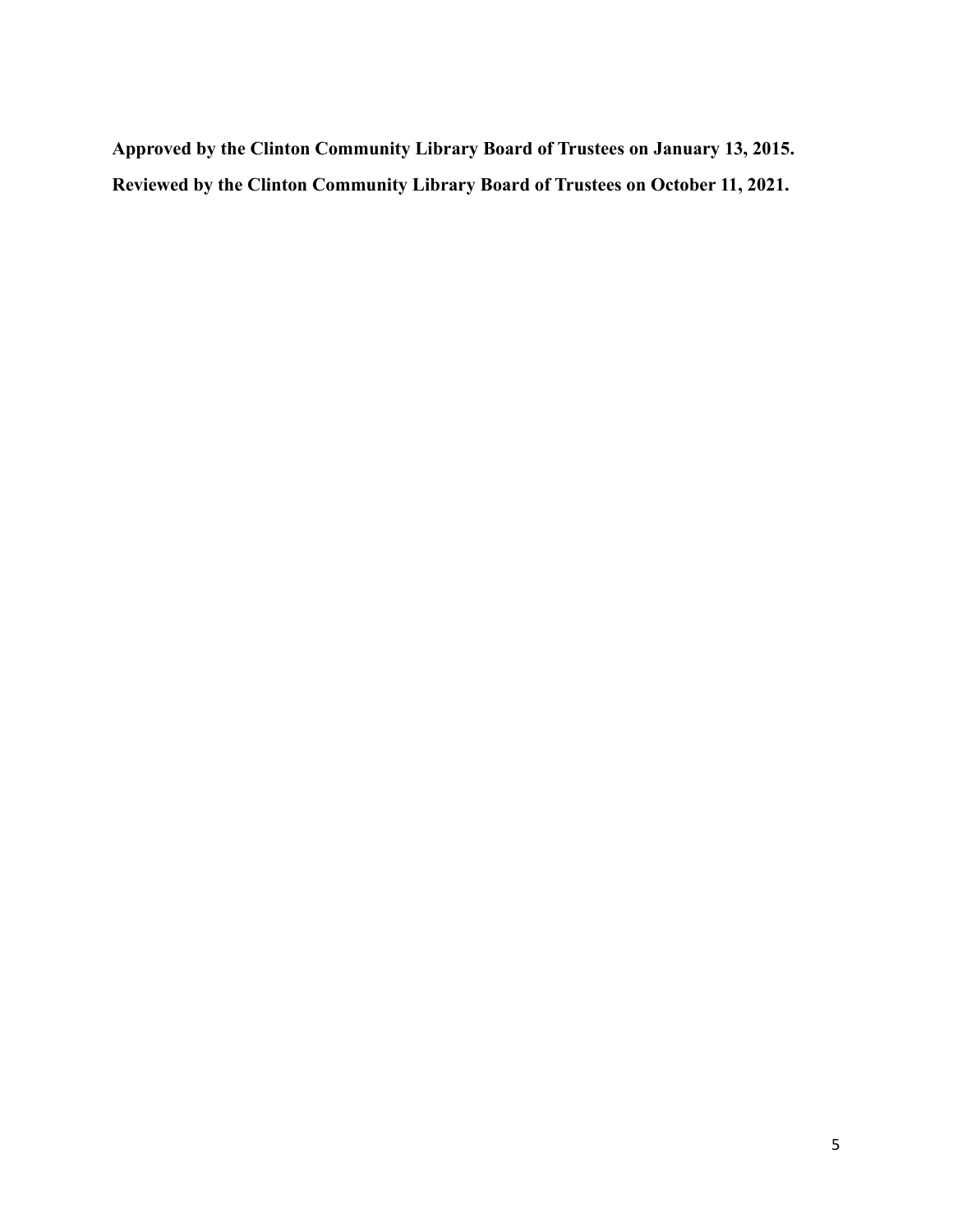**Approved by the Clinton Community Library Board of Trustees on January 13, 2015.**

**Reviewed by the Clinton Community Library Board of Trustees on October 11, 2021.**